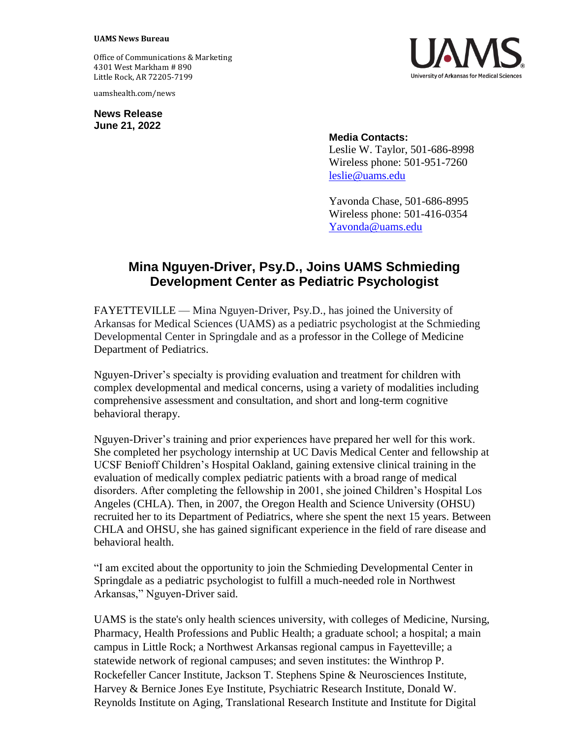**UAMS News Bureau**

Office of Communications & Marketing
4301 West Markham # 890
Little Rock, AR 72205-7199

uamshealth.com/news

**News Release**
**June 21, 2022**

**Media Contacts:**
Leslie W. Taylor, 501-686-8998
Wireless phone: 501-951-7260
leslie@uams.edu

Yavonda Chase, 501-686-8995
Wireless phone: 501-416-0354
Yavonda@uams.edu

# Mina Nguyen-Driver, Psy.D., Joins UAMS Schmieding Development Center as Pediatric Psychologist

FAYETTEVILLE — Mina Nguyen-Driver, Psy.D., has joined the University of Arkansas for Medical Sciences (UAMS) as a pediatric psychologist at the Schmieding Developmental Center in Springdale and as a professor in the College of Medicine Department of Pediatrics.

Nguyen-Driver's specialty is providing evaluation and treatment for children with complex developmental and medical concerns, using a variety of modalities including comprehensive assessment and consultation, and short and long-term cognitive behavioral therapy.

Nguyen-Driver's training and prior experiences have prepared her well for this work. She completed her psychology internship at UC Davis Medical Center and fellowship at UCSF Benioff Children's Hospital Oakland, gaining extensive clinical training in the evaluation of medically complex pediatric patients with a broad range of medical disorders. After completing the fellowship in 2001, she joined Children's Hospital Los Angeles (CHLA). Then, in 2007, the Oregon Health and Science University (OHSU) recruited her to its Department of Pediatrics, where she spent the next 15 years. Between CHLA and OHSU, she has gained significant experience in the field of rare disease and behavioral health.

"I am excited about the opportunity to join the Schmieding Developmental Center in Springdale as a pediatric psychologist to fulfill a much-needed role in Northwest Arkansas," Nguyen-Driver said.

UAMS is the state's only health sciences university, with colleges of Medicine, Nursing, Pharmacy, Health Professions and Public Health; a graduate school; a hospital; a main campus in Little Rock; a Northwest Arkansas regional campus in Fayetteville; a statewide network of regional campuses; and seven institutes: the Winthrop P. Rockefeller Cancer Institute, Jackson T. Stephens Spine & Neurosciences Institute, Harvey & Bernice Jones Eye Institute, Psychiatric Research Institute, Donald W. Reynolds Institute on Aging, Translational Research Institute and Institute for Digital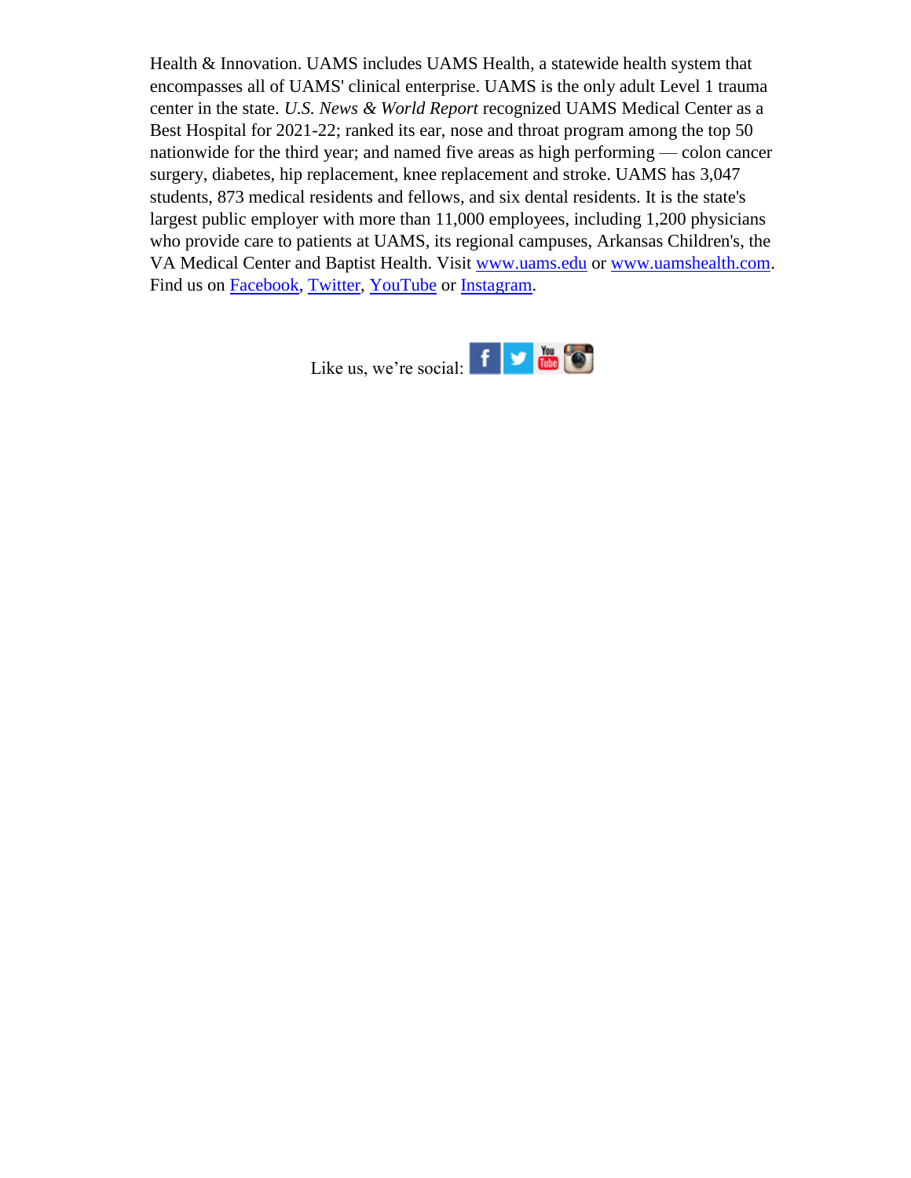Health & Innovation. UAMS includes UAMS Health, a statewide health system that encompasses all of UAMS' clinical enterprise. UAMS is the only adult Level 1 trauma center in the state. *U.S. News & World Report* recognized UAMS Medical Center as a Best Hospital for 2021-22; ranked its ear, nose and throat program among the top 50 nationwide for the third year; and named five areas as high performing — colon cancer surgery, diabetes, hip replacement, knee replacement and stroke. UAMS has 3,047 students, 873 medical residents and fellows, and six dental residents. It is the state's largest public employer with more than 11,000 employees, including 1,200 physicians who provide care to patients at UAMS, its regional campuses, Arkansas Children's, the VA Medical Center and Baptist Health. Visit www.uams.edu or www.uamshealth.com. Find us on Facebook, Twitter, YouTube or Instagram.

Like us, we're social: